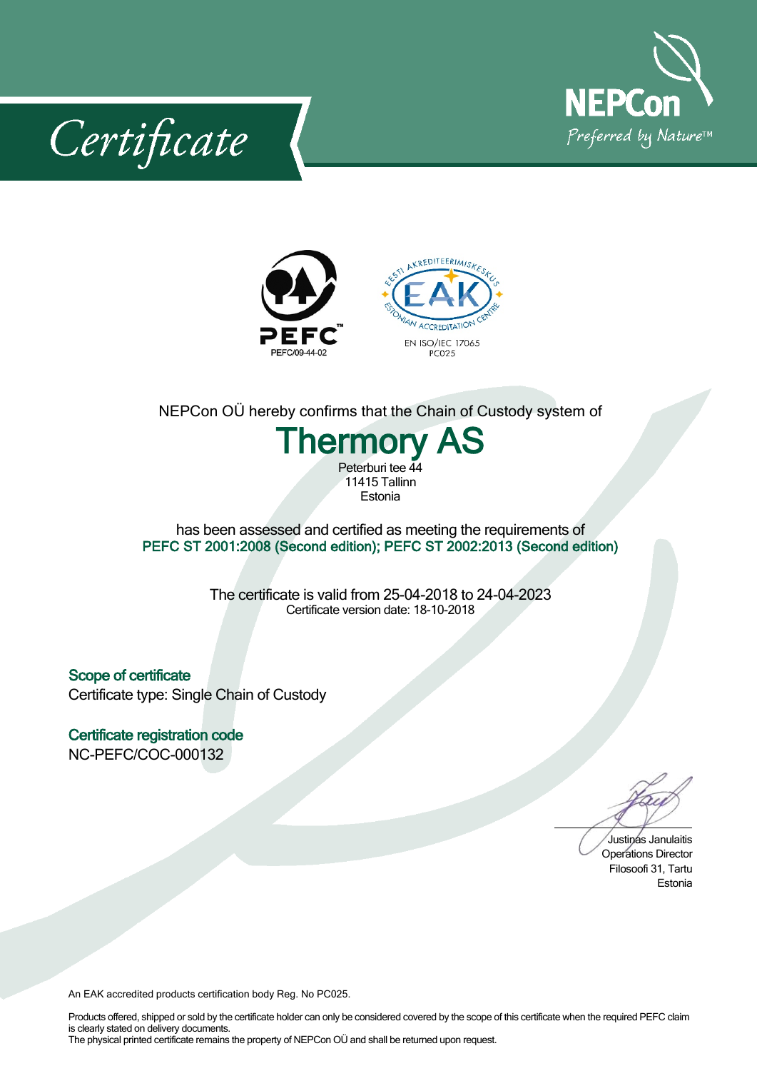# Certificate

NEPCon
Preferred by Nature™

PEFC
PEFC/09-44-02

EESTI AKREDITEERIMISKESKUS
EAK
ESTONIAN ACCREDITATION CENTRE
EN ISO/IEC 17065
PC025

NEPCon OÜ hereby confirms that the Chain of Custody system of

## Thermory AS

Peterburi tee 44
11415 Tallinn
Estonia

has been assessed and certified as meeting the requirements of
**PEFC ST 2001:2008 (Second edition); PEFC ST 2002:2013 (Second edition)**

The certificate is valid from 25-04-2018 to 24-04-2023
Certificate version date: 18-10-2018

### Scope of certificate

Certificate type: Single Chain of Custody

### Certificate registration code

NC-PEFC/COC-000132

Justinas Janulaitis
Operations Director
Filosoofi 31, Tartu
Estonia

An EAK accredited products certification body Reg. No PC025.

Products offered, shipped or sold by the certificate holder can only be considered covered by the scope of this certificate when the required PEFC claim is clearly stated on delivery documents.
The physical printed certificate remains the property of NEPCon OÜ and shall be returned upon request.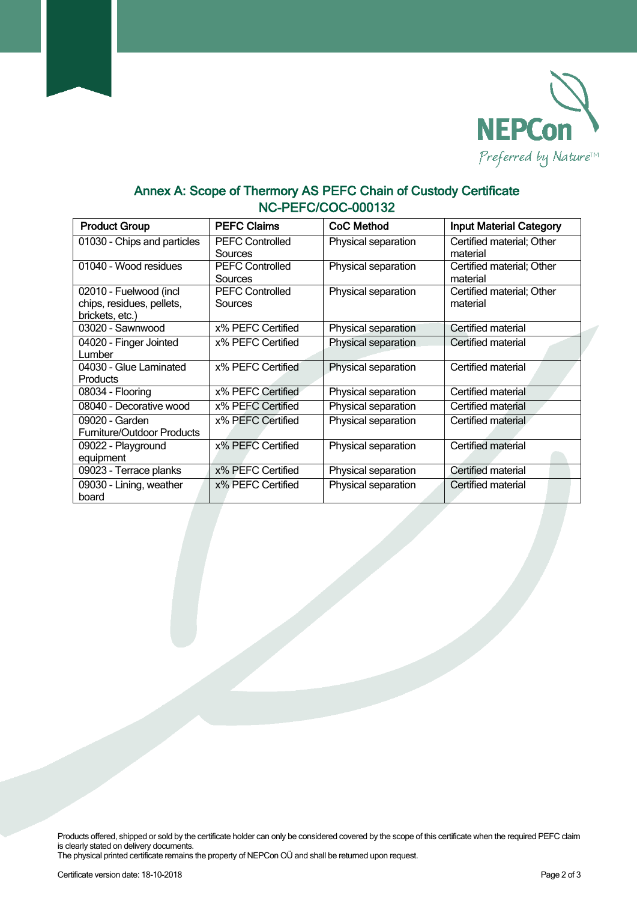NEPCon
Preferred by Nature™

## Annex A: Scope of Thermory AS PEFC Chain of Custody Certificate NC-PEFC/COC-000132

| Product Group | PEFC Claims | CoC Method | Input Material Category |
|---|---|---|---|
| 01030 - Chips and particles | PEFC Controlled Sources | Physical separation | Certified material; Other material |
| 01040 - Wood residues | PEFC Controlled Sources | Physical separation | Certified material; Other material |
| 02010 - Fuelwood (incl chips, residues, pellets, brickets, etc.) | PEFC Controlled Sources | Physical separation | Certified material; Other material |
| 03020 - Sawnwood | x% PEFC Certified | Physical separation | Certified material |
| 04020 - Finger Jointed Lumber | x% PEFC Certified | Physical separation | Certified material |
| 04030 - Glue Laminated Products | x% PEFC Certified | Physical separation | Certified material |
| 08034 - Flooring | x% PEFC Certified | Physical separation | Certified material |
| 08040 - Decorative wood | x% PEFC Certified | Physical separation | Certified material |
| 09020 - Garden Furniture/Outdoor Products | x% PEFC Certified | Physical separation | Certified material |
| 09022 - Playground equipment | x% PEFC Certified | Physical separation | Certified material |
| 09023 - Terrace planks | x% PEFC Certified | Physical separation | Certified material |
| 09030 - Lining, weather board | x% PEFC Certified | Physical separation | Certified material |

Products offered, shipped or sold by the certificate holder can only be considered covered by the scope of this certificate when the required PEFC claim is clearly stated on delivery documents.
The physical printed certificate remains the property of NEPCon OÜ and shall be returned upon request.

Certificate version date: 18-10-2018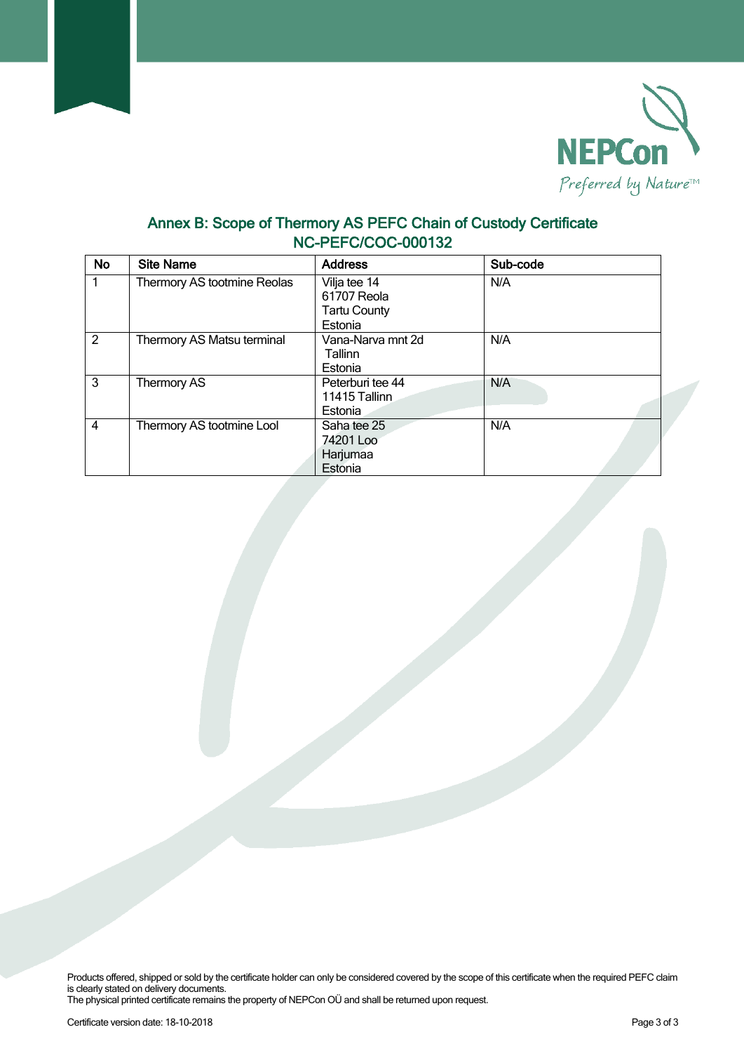NEPCon
*Preferred by Nature™*

## Annex B: Scope of Thermory AS PEFC Chain of Custody Certificate NC-PEFC/COC-000132

| No | Site Name | Address | Sub-code |
|---|---|---|---|
| 1 | Thermory AS tootmine Reolas | Vilja tee 14<br>61707 Reola<br>Tartu County<br>Estonia | N/A |
| 2 | Thermory AS Matsu terminal | Vana-Narva mnt 2d<br>Tallinn<br>Estonia | N/A |
| 3 | Thermory AS | Peterburi tee 44<br>11415 Tallinn<br>Estonia | N/A |
| 4 | Thermory AS tootmine Lool | Saha tee 25<br>74201 Loo<br>Harjumaa<br>Estonia | N/A |

Products offered, shipped or sold by the certificate holder can only be considered covered by the scope of this certificate when the required PEFC claim is clearly stated on delivery documents.
The physical printed certificate remains the property of NEPCon OÜ and shall be returned upon request.

Certificate version date: 18-10-2018